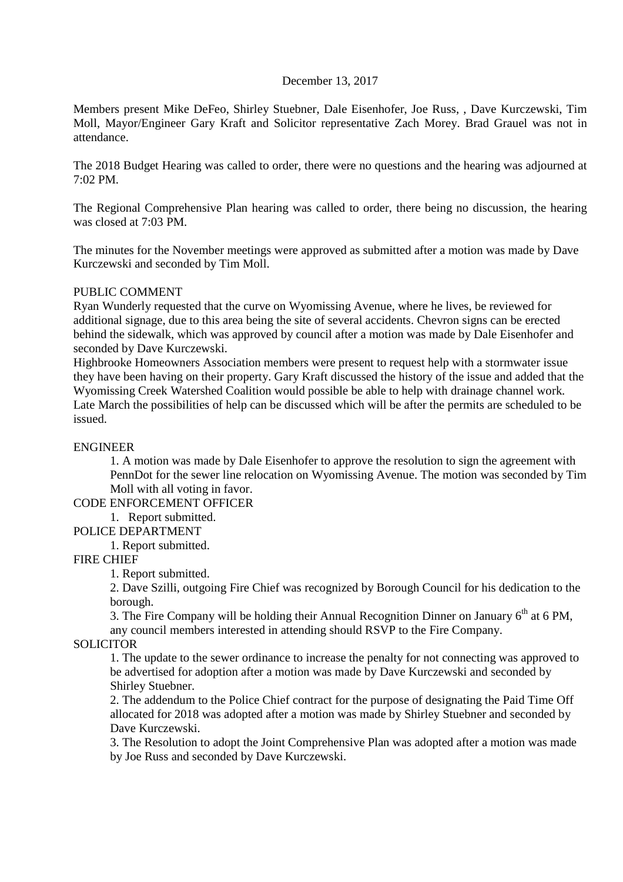December 13, 2017

Members present Mike DeFeo, Shirley Stuebner, Dale Eisenhofer, Joe Russ, , Dave Kurczewski, Tim Moll, Mayor/Engineer Gary Kraft and Solicitor representative Zach Morey. Brad Grauel was not in attendance.

The 2018 Budget Hearing was called to order, there were no questions and the hearing was adjourned at 7:02 PM.

The Regional Comprehensive Plan hearing was called to order, there being no discussion, the hearing was closed at 7:03 PM.

The minutes for the November meetings were approved as submitted after a motion was made by Dave Kurczewski and seconded by Tim Moll.

PUBLIC COMMENT

Ryan Wunderly requested that the curve on Wyomissing Avenue, where he lives, be reviewed for additional signage, due to this area being the site of several accidents. Chevron signs can be erected behind the sidewalk, which was approved by council after a motion was made by Dale Eisenhofer and seconded by Dave Kurczewski.

Highbrooke Homeowners Association members were present to request help with a stormwater issue they have been having on their property. Gary Kraft discussed the history of the issue and added that the Wyomissing Creek Watershed Coalition would possible be able to help with drainage channel work. Late March the possibilities of help can be discussed which will be after the permits are scheduled to be issued.

ENGINEER

1. A motion was made by Dale Eisenhofer to approve the resolution to sign the agreement with PennDot for the sewer line relocation on Wyomissing Avenue. The motion was seconded by Tim Moll with all voting in favor.

CODE ENFORCEMENT OFFICER

1. Report submitted.

POLICE DEPARTMENT

1. Report submitted.

FIRE CHIEF

1. Report submitted.
2. Dave Szilli, outgoing Fire Chief was recognized by Borough Council for his dedication to the borough.
3. The Fire Company will be holding their Annual Recognition Dinner on January 6th at 6 PM, any council members interested in attending should RSVP to the Fire Company.

SOLICITOR

1. The update to the sewer ordinance to increase the penalty for not connecting was approved to be advertised for adoption after a motion was made by Dave Kurczewski and seconded by Shirley Stuebner.
2. The addendum to the Police Chief contract for the purpose of designating the Paid Time Off allocated for 2018 was adopted after a motion was made by Shirley Stuebner and seconded by Dave Kurczewski.
3. The Resolution to adopt the Joint Comprehensive Plan was adopted after a motion was made by Joe Russ and seconded by Dave Kurczewski.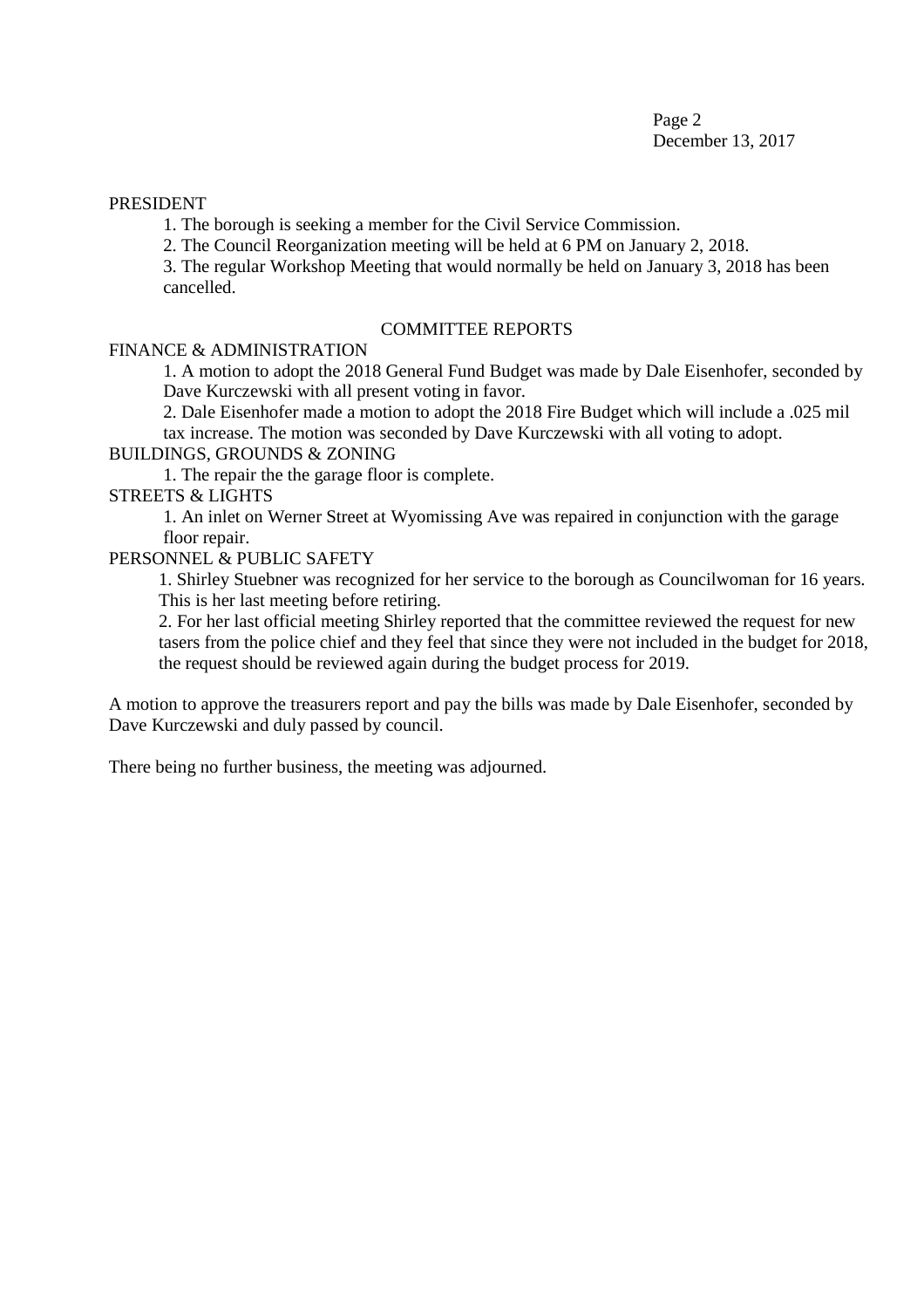PRESIDENT

1. The borough is seeking a member for the Civil Service Commission.
2. The Council Reorganization meeting will be held at 6 PM on January 2, 2018.
3. The regular Workshop Meeting that would normally be held on January 3, 2018 has been cancelled.

## COMMITTEE REPORTS

FINANCE & ADMINISTRATION

1. A motion to adopt the 2018 General Fund Budget was made by Dale Eisenhofer, seconded by Dave Kurczewski with all present voting in favor.
2. Dale Eisenhofer made a motion to adopt the 2018 Fire Budget which will include a .025 mil tax increase. The motion was seconded by Dave Kurczewski with all voting to adopt.

BUILDINGS, GROUNDS & ZONING

1. The repair the the garage floor is complete.

STREETS & LIGHTS

1. An inlet on Werner Street at Wyomissing Ave was repaired in conjunction with the garage floor repair.

PERSONNEL & PUBLIC SAFETY

1. Shirley Stuebner was recognized for her service to the borough as Councilwoman for 16 years. This is her last meeting before retiring.
2. For her last official meeting Shirley reported that the committee reviewed the request for new tasers from the police chief and they feel that since they were not included in the budget for 2018, the request should be reviewed again during the budget process for 2019.

A motion to approve the treasurers report and pay the bills was made by Dale Eisenhofer, seconded by Dave Kurczewski and duly passed by council.

There being no further business, the meeting was adjourned.